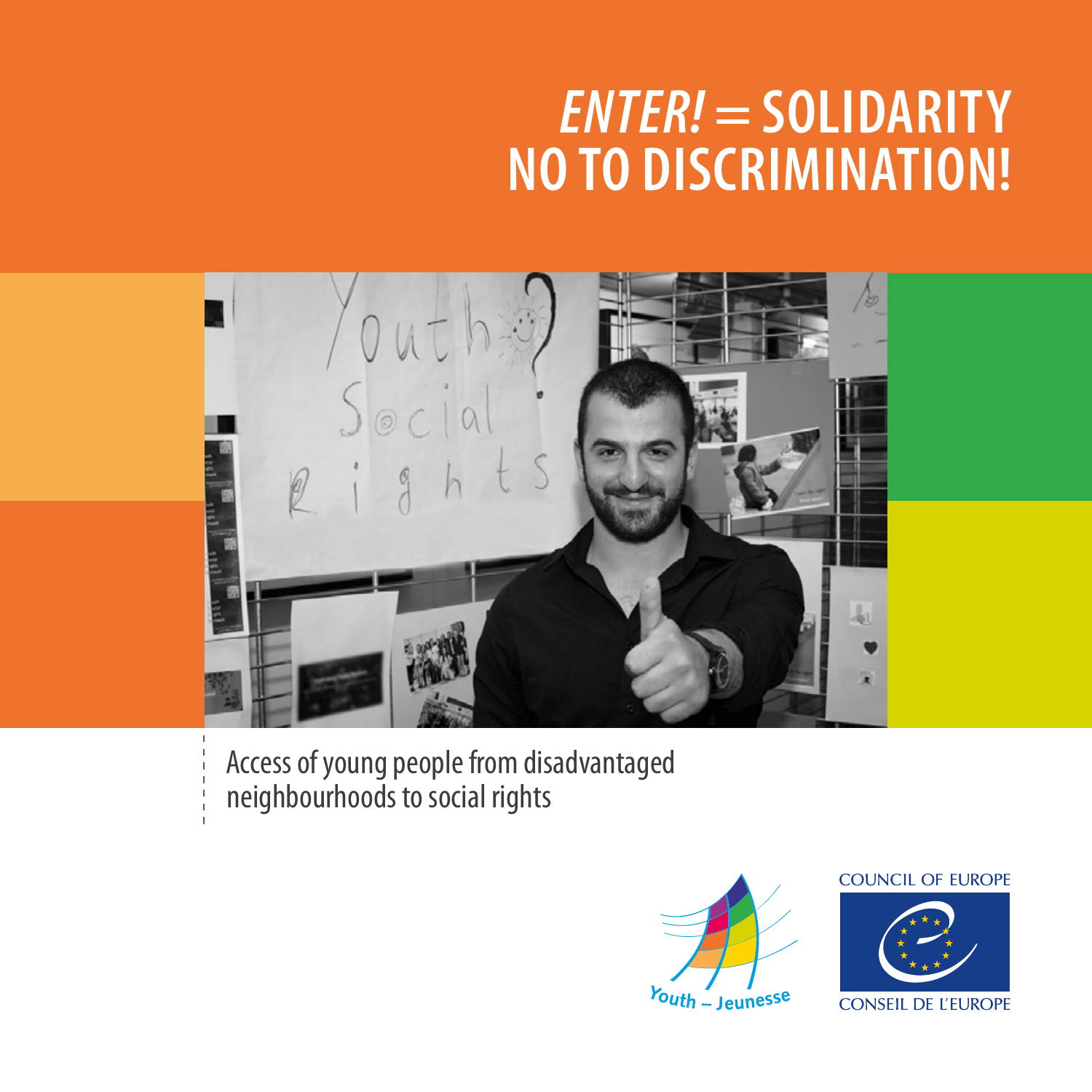# *ENTER!* = SOLIDARITY NO TO DISCRIMINATION!

Access of young people from disadvantaged neighbourhoods to social rights

Youth – Jeunesse

COUNCIL OF EUROPE

CONSEIL DE L'EUROPE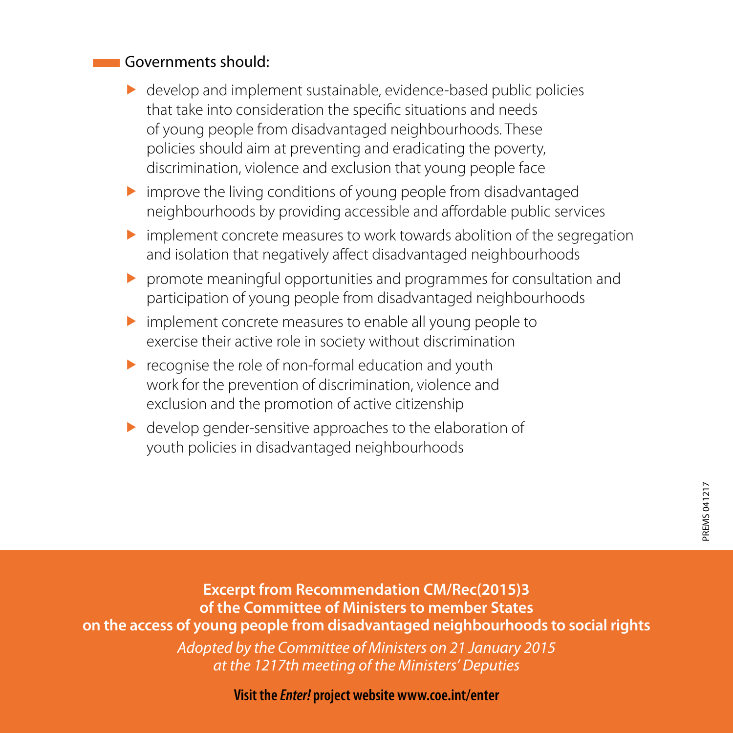## Governments should:

- develop and implement sustainable, evidence-based public policies that take into consideration the specific situations and needs of young people from disadvantaged neighbourhoods. These policies should aim at preventing and eradicating the poverty, discrimination, violence and exclusion that young people face
- improve the living conditions of young people from disadvantaged neighbourhoods by providing accessible and affordable public services
- implement concrete measures to work towards abolition of the segregation and isolation that negatively affect disadvantaged neighbourhoods
- promote meaningful opportunities and programmes for consultation and participation of young people from disadvantaged neighbourhoods
- implement concrete measures to enable all young people to exercise their active role in society without discrimination
- recognise the role of non-formal education and youth work for the prevention of discrimination, violence and exclusion and the promotion of active citizenship
- develop gender-sensitive approaches to the elaboration of youth policies in disadvantaged neighbourhoods

PREMS 041217

**Excerpt from Recommendation CM/Rec(2015)3 of the Committee of Ministers to member States on the access of young people from disadvantaged neighbourhoods to social rights**

*Adopted by the Committee of Ministers on 21 January 2015 at the 1217th meeting of the Ministers' Deputies*

**Visit the *Enter!* project website www.coe.int/enter**